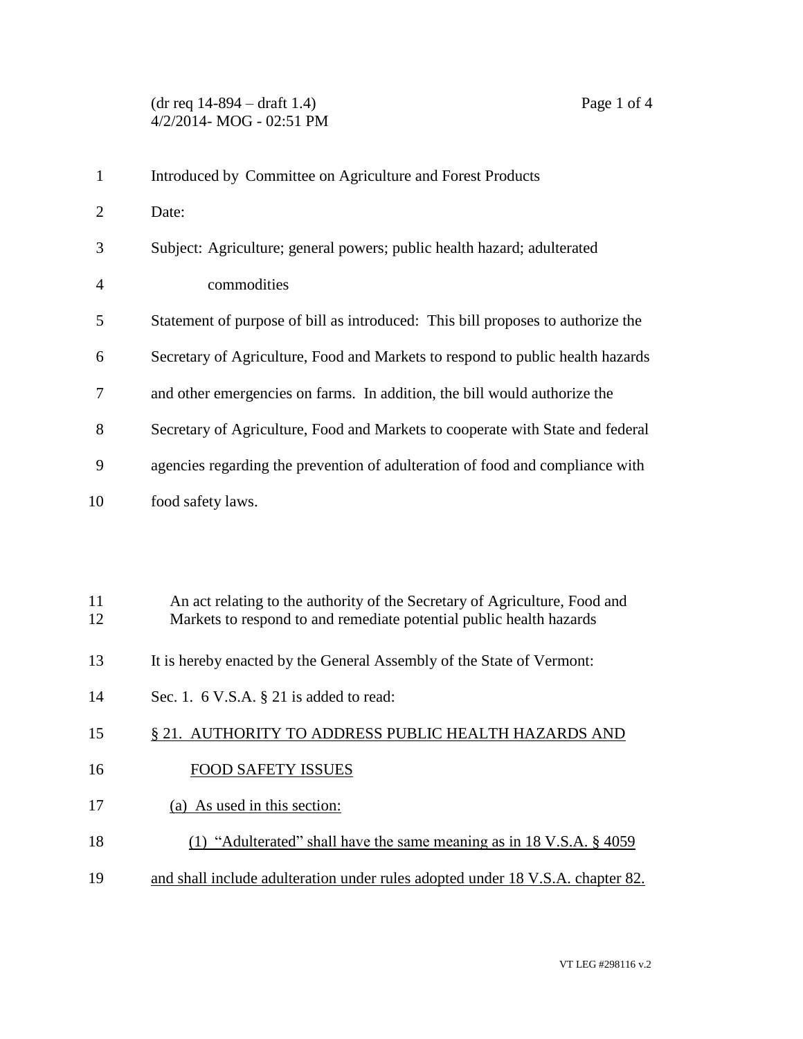(dr req 14-894 – draft 1.4)
4/2/2014- MOG - 02:51 PM

Introduced by Committee on Agriculture and Forest Products

Date:

Subject: Agriculture; general powers; public health hazard; adulterated commodities

Statement of purpose of bill as introduced: This bill proposes to authorize the Secretary of Agriculture, Food and Markets to respond to public health hazards and other emergencies on farms. In addition, the bill would authorize the Secretary of Agriculture, Food and Markets to cooperate with State and federal agencies regarding the prevention of adulteration of food and compliance with food safety laws.

An act relating to the authority of the Secretary of Agriculture, Food and Markets to respond to and remediate potential public health hazards

It is hereby enacted by the General Assembly of the State of Vermont:

Sec. 1. 6 V.S.A. § 21 is added to read:

§ 21. AUTHORITY TO ADDRESS PUBLIC HEALTH HAZARDS AND FOOD SAFETY ISSUES

(a) As used in this section:

(1) "Adulterated" shall have the same meaning as in 18 V.S.A. § 4059 and shall include adulteration under rules adopted under 18 V.S.A. chapter 82.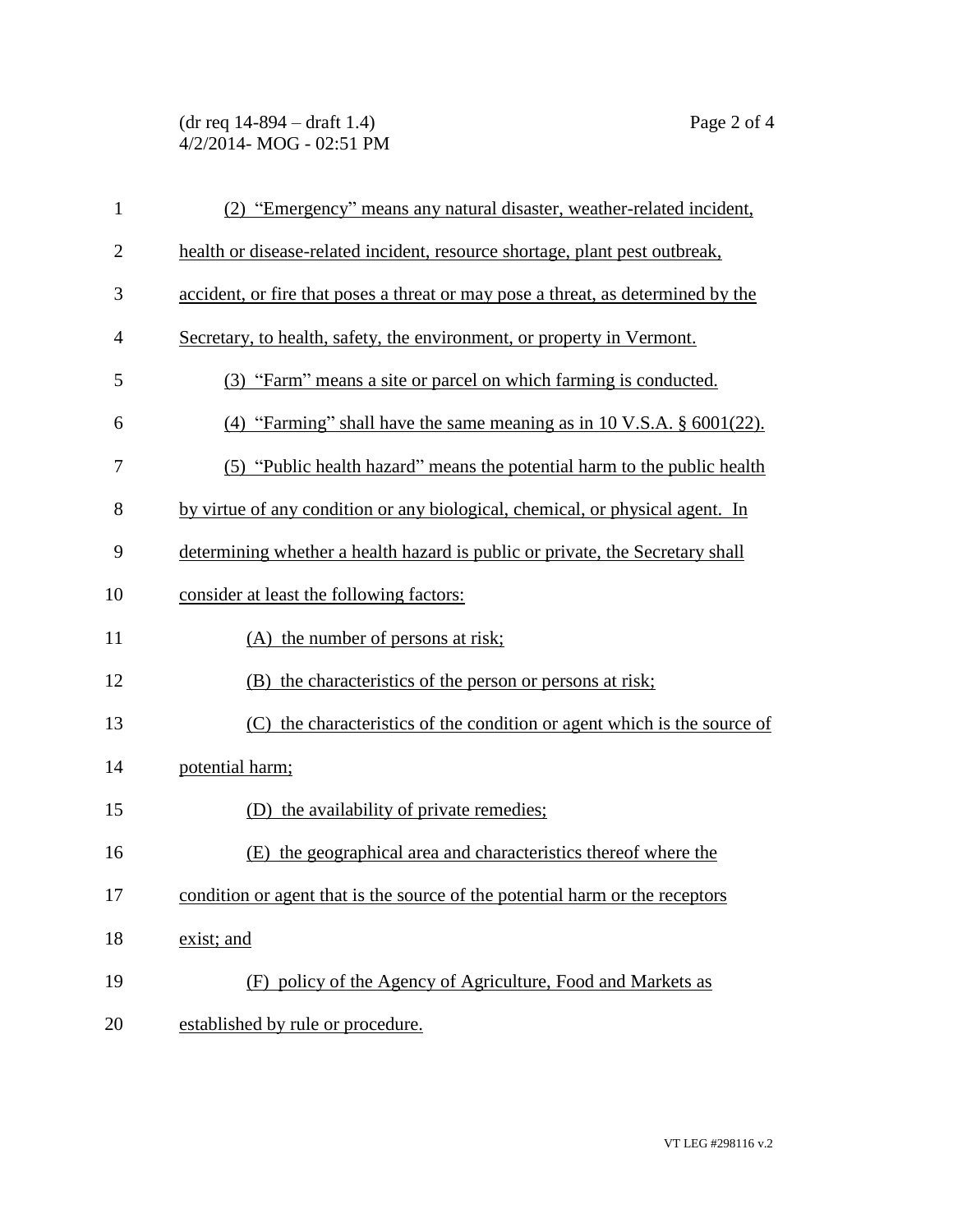(2) "Emergency" means any natural disaster, weather-related incident, health or disease-related incident, resource shortage, plant pest outbreak, accident, or fire that poses a threat or may pose a threat, as determined by the Secretary, to health, safety, the environment, or property in Vermont.

(3) "Farm" means a site or parcel on which farming is conducted.

(4) "Farming" shall have the same meaning as in 10 V.S.A. § 6001(22).

(5) "Public health hazard" means the potential harm to the public health by virtue of any condition or any biological, chemical, or physical agent. In determining whether a health hazard is public or private, the Secretary shall consider at least the following factors:

(A) the number of persons at risk;

(B) the characteristics of the person or persons at risk;

(C) the characteristics of the condition or agent which is the source of potential harm;

(D) the availability of private remedies;

(E) the geographical area and characteristics thereof where the condition or agent that is the source of the potential harm or the receptors exist; and

(F) policy of the Agency of Agriculture, Food and Markets as established by rule or procedure.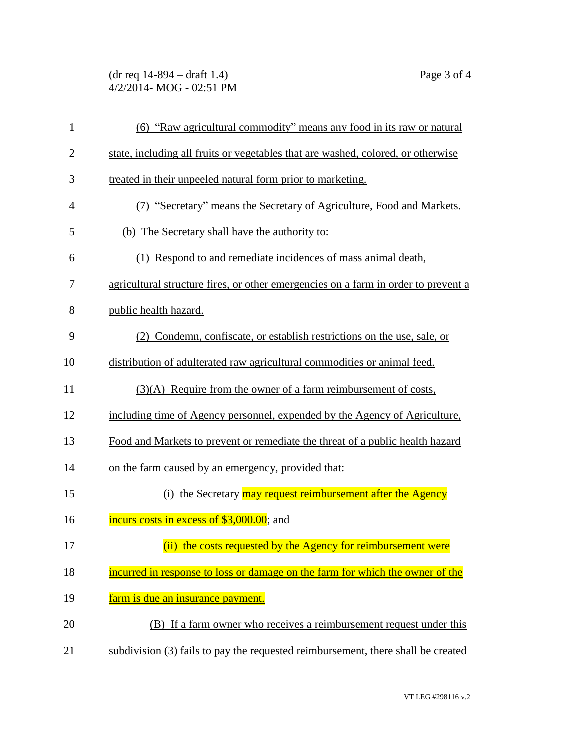(6) "Raw agricultural commodity" means any food in its raw or natural state, including all fruits or vegetables that are washed, colored, or otherwise treated in their unpeeled natural form prior to marketing.

(7) "Secretary" means the Secretary of Agriculture, Food and Markets.

(b) The Secretary shall have the authority to:

(1) Respond to and remediate incidences of mass animal death, agricultural structure fires, or other emergencies on a farm in order to prevent a public health hazard.

(2) Condemn, confiscate, or establish restrictions on the use, sale, or distribution of adulterated raw agricultural commodities or animal feed.

(3)(A) Require from the owner of a farm reimbursement of costs, including time of Agency personnel, expended by the Agency of Agriculture, Food and Markets to prevent or remediate the threat of a public health hazard on the farm caused by an emergency, provided that:

(i) the Secretary may request reimbursement after the Agency incurs costs in excess of $3,000.00; and

(ii) the costs requested by the Agency for reimbursement were incurred in response to loss or damage on the farm for which the owner of the farm is due an insurance payment.

(B) If a farm owner who receives a reimbursement request under this subdivision (3) fails to pay the requested reimbursement, there shall be created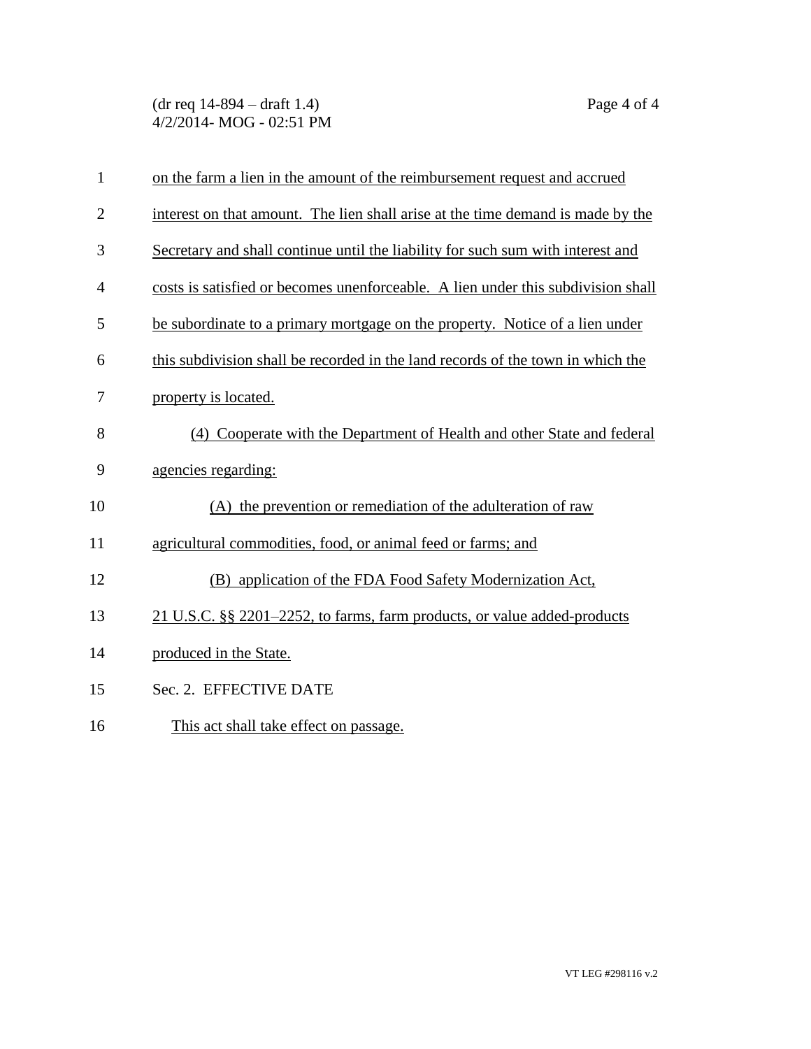on the farm a lien in the amount of the reimbursement request and accrued interest on that amount. The lien shall arise at the time demand is made by the Secretary and shall continue until the liability for such sum with interest and costs is satisfied or becomes unenforceable. A lien under this subdivision shall be subordinate to a primary mortgage on the property. Notice of a lien under this subdivision shall be recorded in the land records of the town in which the property is located.

(4) Cooperate with the Department of Health and other State and federal agencies regarding:

(A) the prevention or remediation of the adulteration of raw agricultural commodities, food, or animal feed or farms; and

(B) application of the FDA Food Safety Modernization Act, 21 U.S.C. §§ 2201–2252, to farms, farm products, or value added-products produced in the State.

Sec. 2. EFFECTIVE DATE

This act shall take effect on passage.